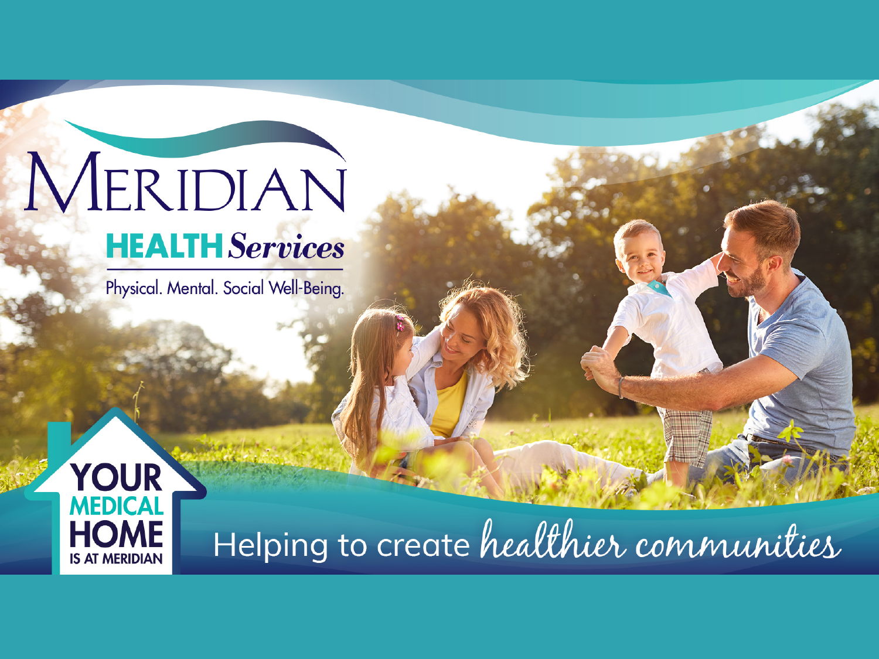# MERIDIAN

## HEALTH Services

Physical. Mental. Social Well-Being.

YOUR MEDICAL HOME IS AT MERIDIAN

Helping to create *healthier communities*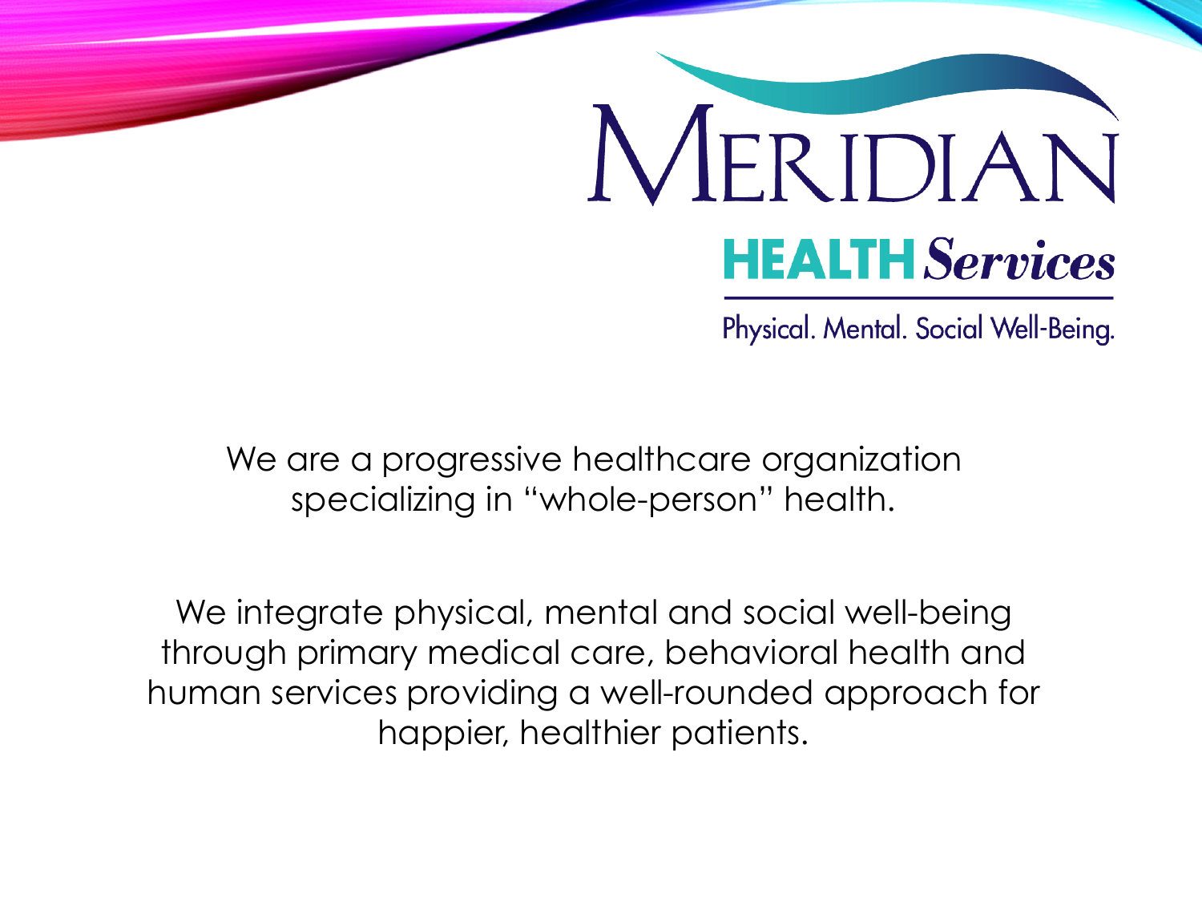MERIDIAN

**HEALTH** ***Services***

Physical. Mental. Social Well-Being.

We are a progressive healthcare organization specializing in "whole-person" health.

We integrate physical, mental and social well-being through primary medical care, behavioral health and human services providing a well-rounded approach for happier, healthier patients.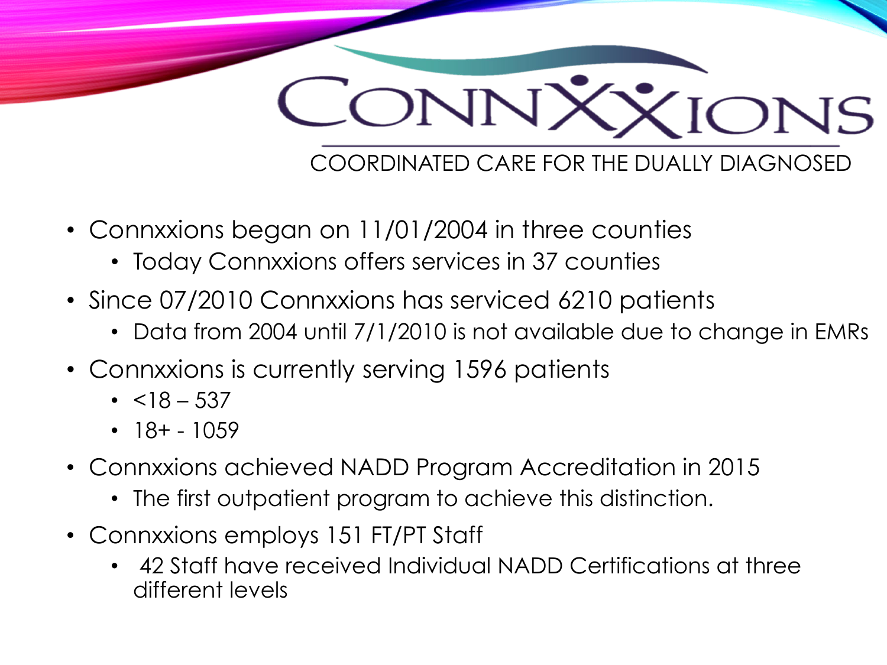# CONNXXIONS

COORDINATED CARE FOR THE DUALLY DIAGNOSED

- Connxxions began on 11/01/2004 in three counties
  - Today Connxxions offers services in 37 counties
- Since 07/2010 Connxxions has serviced 6210 patients
  - Data from 2004 until 7/1/2010 is not available due to change in EMRs
- Connxxions is currently serving 1596 patients
  - <18 – 537
  - 18+ - 1059
- Connxxions achieved NADD Program Accreditation in 2015
  - The first outpatient program to achieve this distinction.
- Connxxions employs 151 FT/PT Staff
  - 42 Staff have received Individual NADD Certifications at three different levels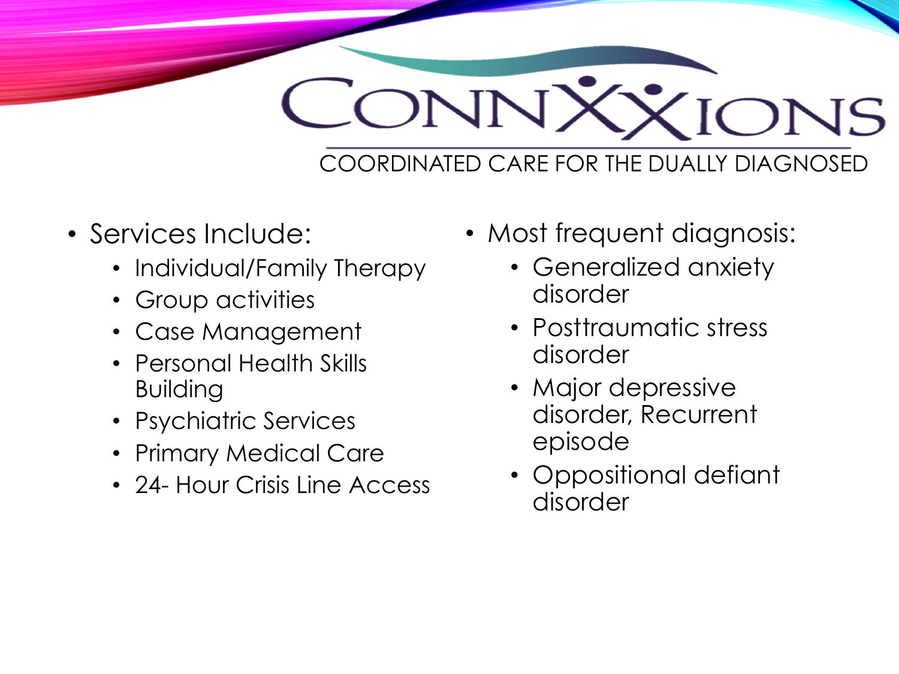# ConnXXions

COORDINATED CARE FOR THE DUALLY DIAGNOSED

- Services Include:
  - Individual/Family Therapy
  - Group activities
  - Case Management
  - Personal Health Skills Building
  - Psychiatric Services
  - Primary Medical Care
  - 24- Hour Crisis Line Access

- Most frequent diagnosis:
  - Generalized anxiety disorder
  - Posttraumatic stress disorder
  - Major depressive disorder, Recurrent episode
  - Oppositional defiant disorder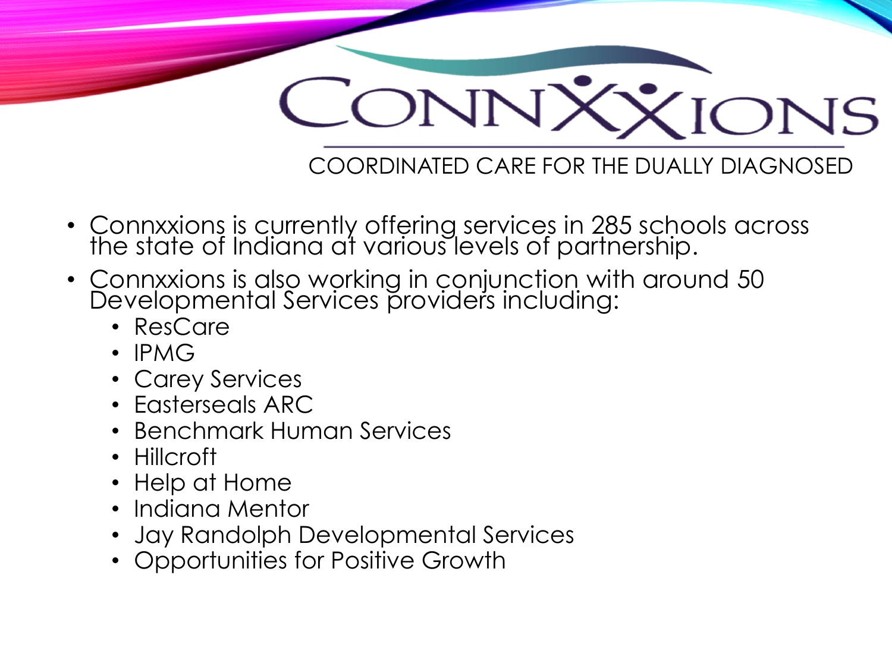# CONNXXIONS

COORDINATED CARE FOR THE DUALLY DIAGNOSED

- Connxxions is currently offering services in 285 schools across the state of Indiana at various levels of partnership.
- Connxxions is also working in conjunction with around 50 Developmental Services providers including:
  - ResCare
  - IPMG
  - Carey Services
  - Easterseals ARC
  - Benchmark Human Services
  - Hillcroft
  - Help at Home
  - Indiana Mentor
  - Jay Randolph Developmental Services
  - Opportunities for Positive Growth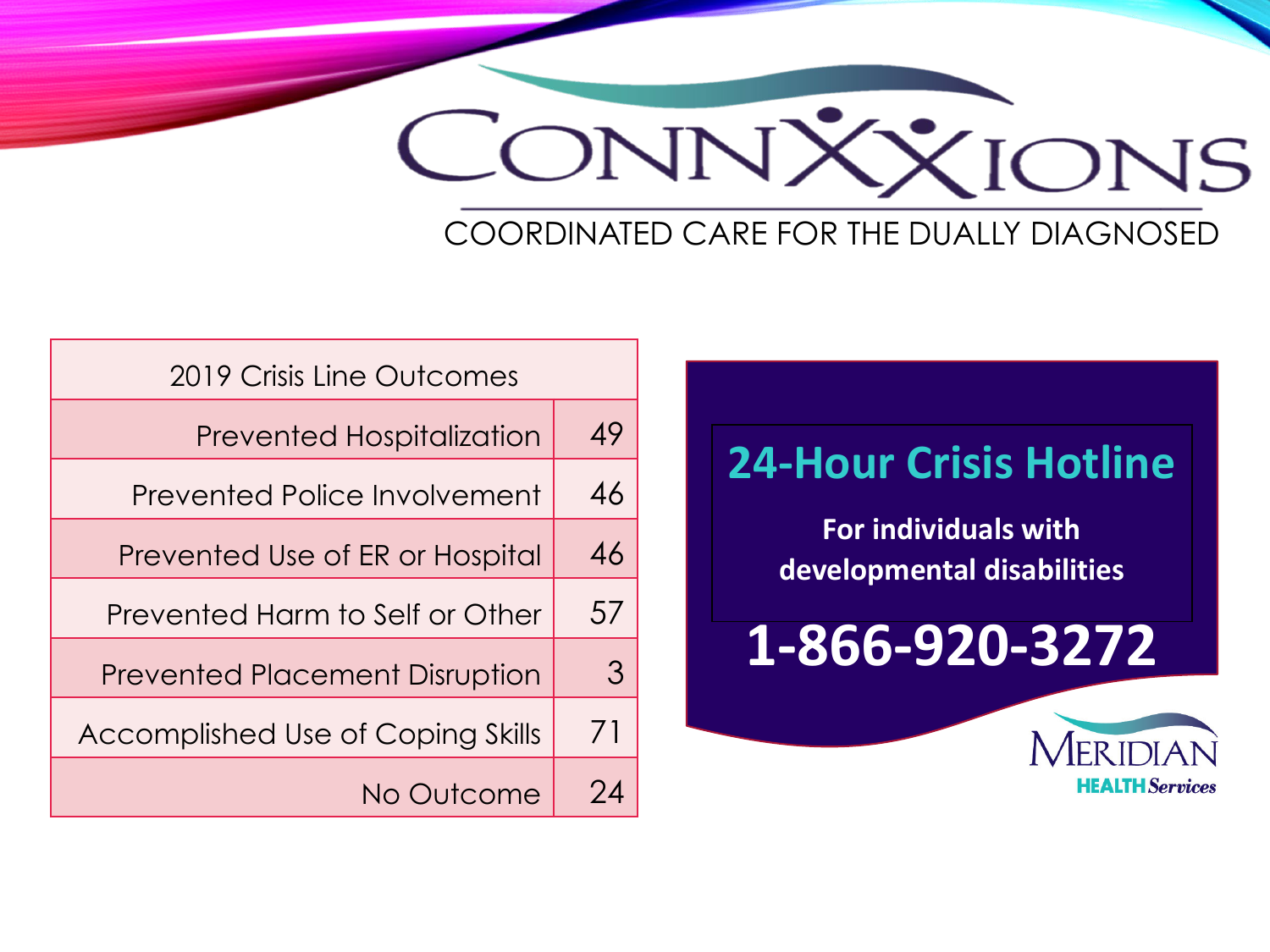# ConnXXions

COORDINATED CARE FOR THE DUALLY DIAGNOSED

| 2019 Crisis Line Outcomes | |
|---|---|
| Prevented Hospitalization | 49 |
| Prevented Police Involvement | 46 |
| Prevented Use of ER or Hospital | 46 |
| Prevented Harm to Self or Other | 57 |
| Prevented Placement Disruption | 3 |
| Accomplished Use of Coping Skills | 71 |
| No Outcome | 24 |

## 24-Hour Crisis Hotline

**For individuals with developmental disabilities**

# 1-866-920-3272

MERIDIAN HEALTH *Services*